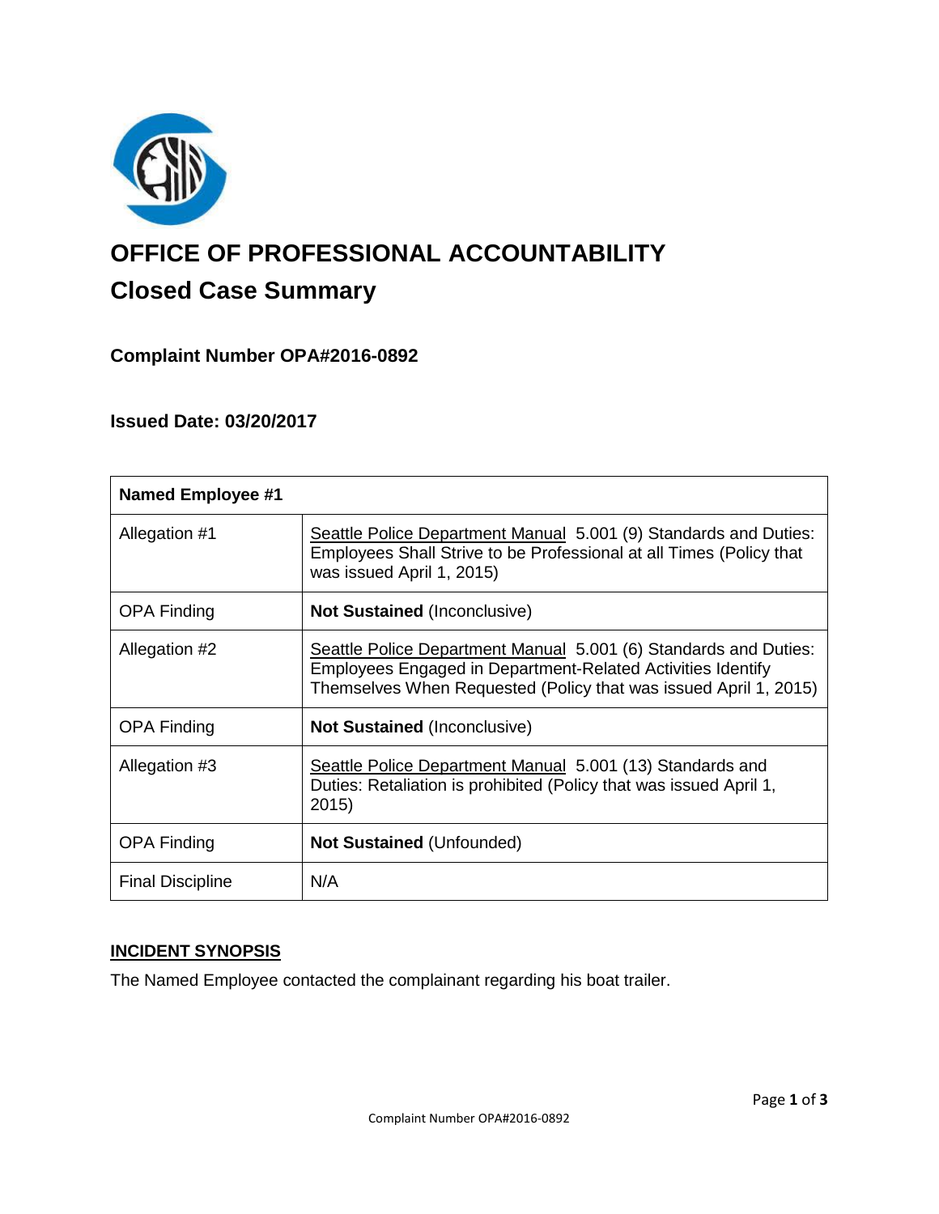# OFFICE OF PROFESSIONAL ACCOUNTABILITY

## Closed Case Summary

### Complaint Number OPA#2016-0892

### Issued Date: 03/20/2017

| Named Employee #1 | |
|---|---|
| Allegation #1 | Seattle Police Department Manual 5.001 (9) Standards and Duties: Employees Shall Strive to be Professional at all Times (Policy that was issued April 1, 2015) |
| OPA Finding | **Not Sustained** (Inconclusive) |
| Allegation #2 | Seattle Police Department Manual 5.001 (6) Standards and Duties: Employees Engaged in Department-Related Activities Identify Themselves When Requested (Policy that was issued April 1, 2015) |
| OPA Finding | **Not Sustained** (Inconclusive) |
| Allegation #3 | Seattle Police Department Manual 5.001 (13) Standards and Duties: Retaliation is prohibited (Policy that was issued April 1, 2015) |
| OPA Finding | **Not Sustained** (Unfounded) |
| Final Discipline | N/A |

## INCIDENT SYNOPSIS

The Named Employee contacted the complainant regarding his boat trailer.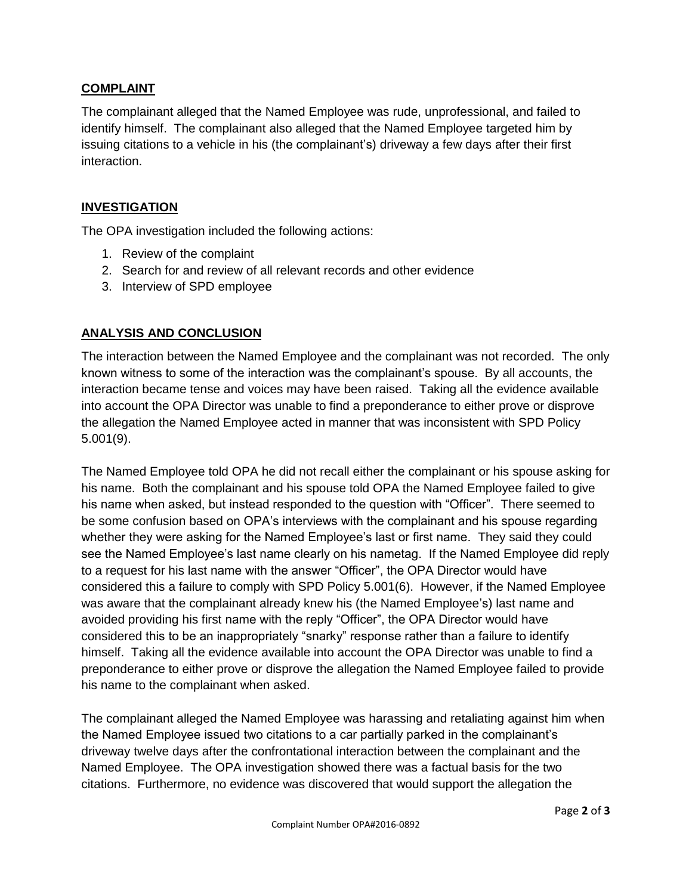## COMPLAINT

The complainant alleged that the Named Employee was rude, unprofessional, and failed to identify himself. The complainant also alleged that the Named Employee targeted him by issuing citations to a vehicle in his (the complainant's) driveway a few days after their first interaction.

## INVESTIGATION

The OPA investigation included the following actions:

1. Review of the complaint
2. Search for and review of all relevant records and other evidence
3. Interview of SPD employee

## ANALYSIS AND CONCLUSION

The interaction between the Named Employee and the complainant was not recorded. The only known witness to some of the interaction was the complainant's spouse. By all accounts, the interaction became tense and voices may have been raised. Taking all the evidence available into account the OPA Director was unable to find a preponderance to either prove or disprove the allegation the Named Employee acted in manner that was inconsistent with SPD Policy 5.001(9).

The Named Employee told OPA he did not recall either the complainant or his spouse asking for his name. Both the complainant and his spouse told OPA the Named Employee failed to give his name when asked, but instead responded to the question with "Officer". There seemed to be some confusion based on OPA's interviews with the complainant and his spouse regarding whether they were asking for the Named Employee's last or first name. They said they could see the Named Employee's last name clearly on his nametag. If the Named Employee did reply to a request for his last name with the answer "Officer", the OPA Director would have considered this a failure to comply with SPD Policy 5.001(6). However, if the Named Employee was aware that the complainant already knew his (the Named Employee's) last name and avoided providing his first name with the reply "Officer", the OPA Director would have considered this to be an inappropriately "snarky" response rather than a failure to identify himself. Taking all the evidence available into account the OPA Director was unable to find a preponderance to either prove or disprove the allegation the Named Employee failed to provide his name to the complainant when asked.

The complainant alleged the Named Employee was harassing and retaliating against him when the Named Employee issued two citations to a car partially parked in the complainant's driveway twelve days after the confrontational interaction between the complainant and the Named Employee. The OPA investigation showed there was a factual basis for the two citations. Furthermore, no evidence was discovered that would support the allegation the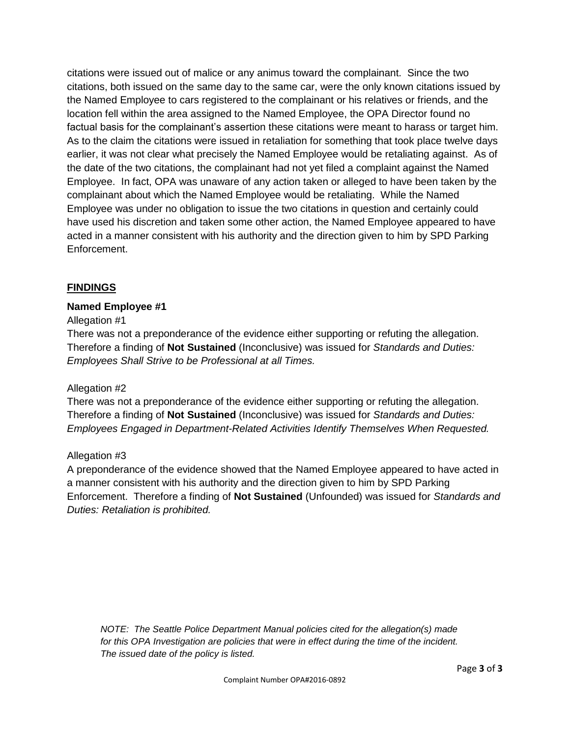citations were issued out of malice or any animus toward the complainant. Since the two citations, both issued on the same day to the same car, were the only known citations issued by the Named Employee to cars registered to the complainant or his relatives or friends, and the location fell within the area assigned to the Named Employee, the OPA Director found no factual basis for the complainant's assertion these citations were meant to harass or target him. As to the claim the citations were issued in retaliation for something that took place twelve days earlier, it was not clear what precisely the Named Employee would be retaliating against. As of the date of the two citations, the complainant had not yet filed a complaint against the Named Employee. In fact, OPA was unaware of any action taken or alleged to have been taken by the complainant about which the Named Employee would be retaliating. While the Named Employee was under no obligation to issue the two citations in question and certainly could have used his discretion and taken some other action, the Named Employee appeared to have acted in a manner consistent with his authority and the direction given to him by SPD Parking Enforcement.

## FINDINGS

### Named Employee #1

Allegation #1

There was not a preponderance of the evidence either supporting or refuting the allegation. Therefore a finding of **Not Sustained** (Inconclusive) was issued for *Standards and Duties: Employees Shall Strive to be Professional at all Times.*

Allegation #2

There was not a preponderance of the evidence either supporting or refuting the allegation. Therefore a finding of **Not Sustained** (Inconclusive) was issued for *Standards and Duties: Employees Engaged in Department-Related Activities Identify Themselves When Requested.*

Allegation #3

A preponderance of the evidence showed that the Named Employee appeared to have acted in a manner consistent with his authority and the direction given to him by SPD Parking Enforcement. Therefore a finding of **Not Sustained** (Unfounded) was issued for *Standards and Duties: Retaliation is prohibited.*

*NOTE: The Seattle Police Department Manual policies cited for the allegation(s) made for this OPA Investigation are policies that were in effect during the time of the incident. The issued date of the policy is listed.*

Complaint Number OPA#2016-0892